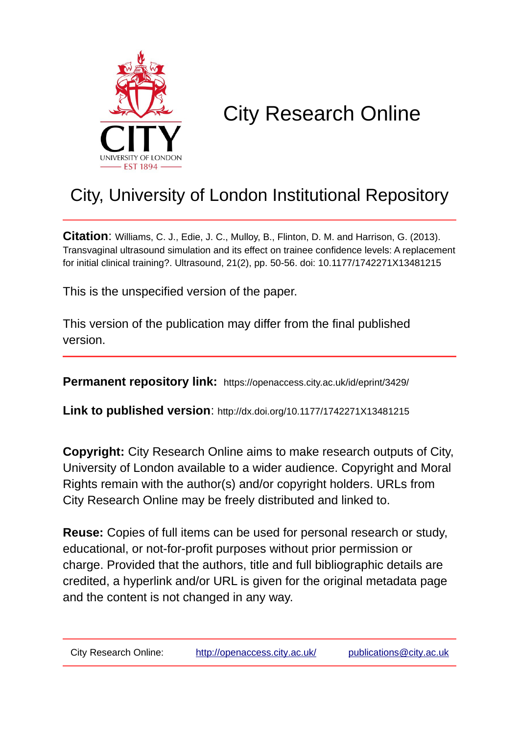# City Research Online

## City, University of London Institutional Repository

**Citation**: Williams, C. J., Edie, J. C., Mulloy, B., Flinton, D. M. and Harrison, G. (2013). Transvaginal ultrasound simulation and its effect on trainee confidence levels: A replacement for initial clinical training?. Ultrasound, 21(2), pp. 50-56. doi: 10.1177/1742271X13481215

This is the unspecified version of the paper.

This version of the publication may differ from the final published version.

**Permanent repository link:** https://openaccess.city.ac.uk/id/eprint/3429/

**Link to published version**: http://dx.doi.org/10.1177/1742271X13481215

**Copyright:** City Research Online aims to make research outputs of City, University of London available to a wider audience. Copyright and Moral Rights remain with the author(s) and/or copyright holders. URLs from City Research Online may be freely distributed and linked to.

**Reuse:** Copies of full items can be used for personal research or study, educational, or not-for-profit purposes without prior permission or charge. Provided that the authors, title and full bibliographic details are credited, a hyperlink and/or URL is given for the original metadata page and the content is not changed in any way.

City Research Online: http://openaccess.city.ac.uk/ publications@city.ac.uk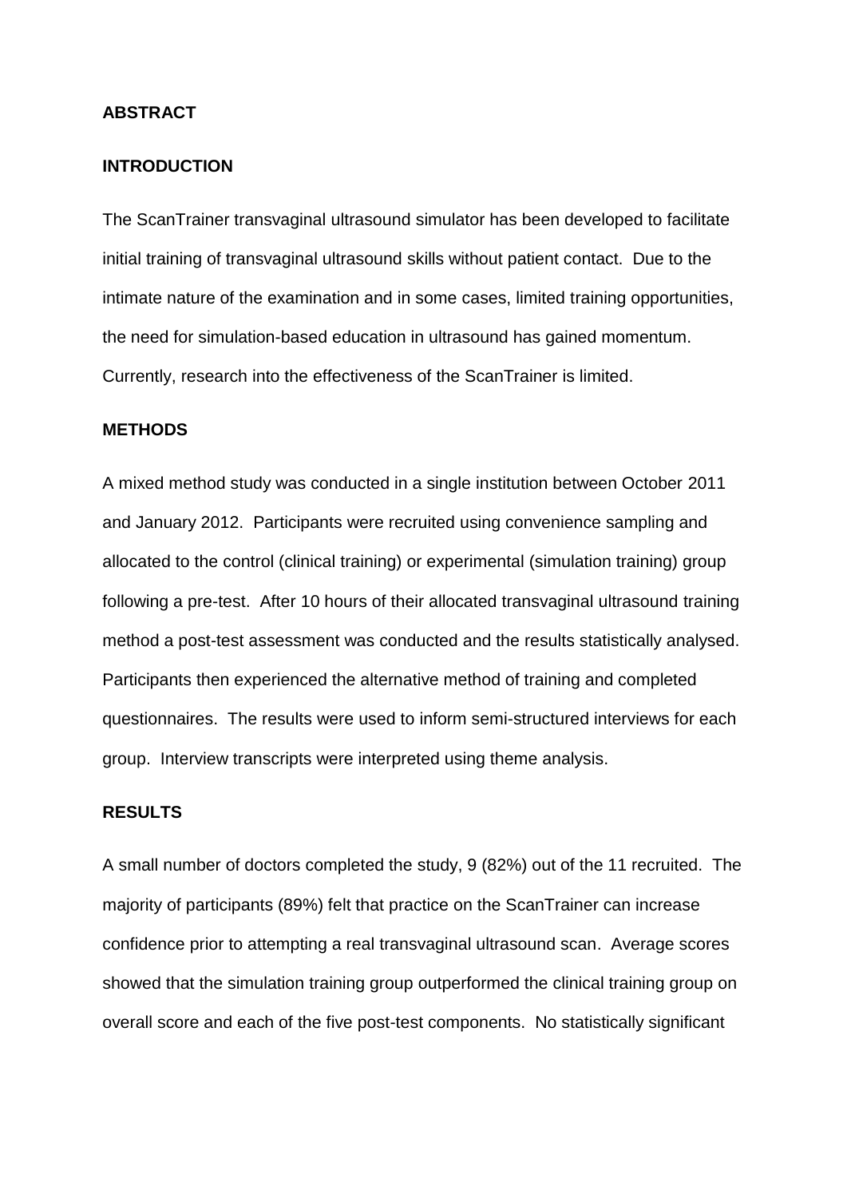## ABSTRACT

### INTRODUCTION

The ScanTrainer transvaginal ultrasound simulator has been developed to facilitate initial training of transvaginal ultrasound skills without patient contact. Due to the intimate nature of the examination and in some cases, limited training opportunities, the need for simulation-based education in ultrasound has gained momentum. Currently, research into the effectiveness of the ScanTrainer is limited.

### METHODS

A mixed method study was conducted in a single institution between October 2011 and January 2012. Participants were recruited using convenience sampling and allocated to the control (clinical training) or experimental (simulation training) group following a pre-test. After 10 hours of their allocated transvaginal ultrasound training method a post-test assessment was conducted and the results statistically analysed. Participants then experienced the alternative method of training and completed questionnaires. The results were used to inform semi-structured interviews for each group. Interview transcripts were interpreted using theme analysis.

### RESULTS

A small number of doctors completed the study, 9 (82%) out of the 11 recruited. The majority of participants (89%) felt that practice on the ScanTrainer can increase confidence prior to attempting a real transvaginal ultrasound scan. Average scores showed that the simulation training group outperformed the clinical training group on overall score and each of the five post-test components. No statistically significant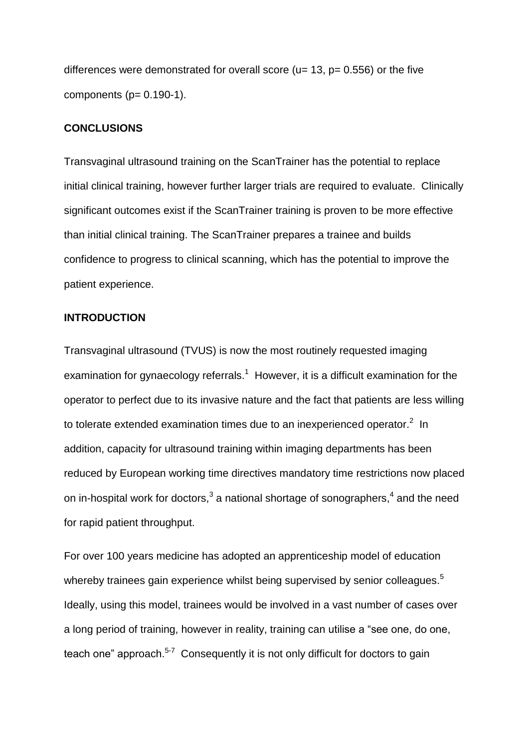differences were demonstrated for overall score ($u = 13$, $p = 0.556$) or the five components ($p = 0.190$-1).

**CONCLUSIONS**

Transvaginal ultrasound training on the ScanTrainer has the potential to replace initial clinical training, however further larger trials are required to evaluate. Clinically significant outcomes exist if the ScanTrainer training is proven to be more effective than initial clinical training. The ScanTrainer prepares a trainee and builds confidence to progress to clinical scanning, which has the potential to improve the patient experience.

**INTRODUCTION**

Transvaginal ultrasound (TVUS) is now the most routinely requested imaging examination for gynaecology referrals.[1] However, it is a difficult examination for the operator to perfect due to its invasive nature and the fact that patients are less willing to tolerate extended examination times due to an inexperienced operator.[2] In addition, capacity for ultrasound training within imaging departments has been reduced by European working time directives mandatory time restrictions now placed on in-hospital work for doctors,[3] a national shortage of sonographers,[4] and the need for rapid patient throughput.

For over 100 years medicine has adopted an apprenticeship model of education whereby trainees gain experience whilst being supervised by senior colleagues.[5] Ideally, using this model, trainees would be involved in a vast number of cases over a long period of training, however in reality, training can utilise a "see one, do one, teach one" approach.[5-7] Consequently it is not only difficult for doctors to gain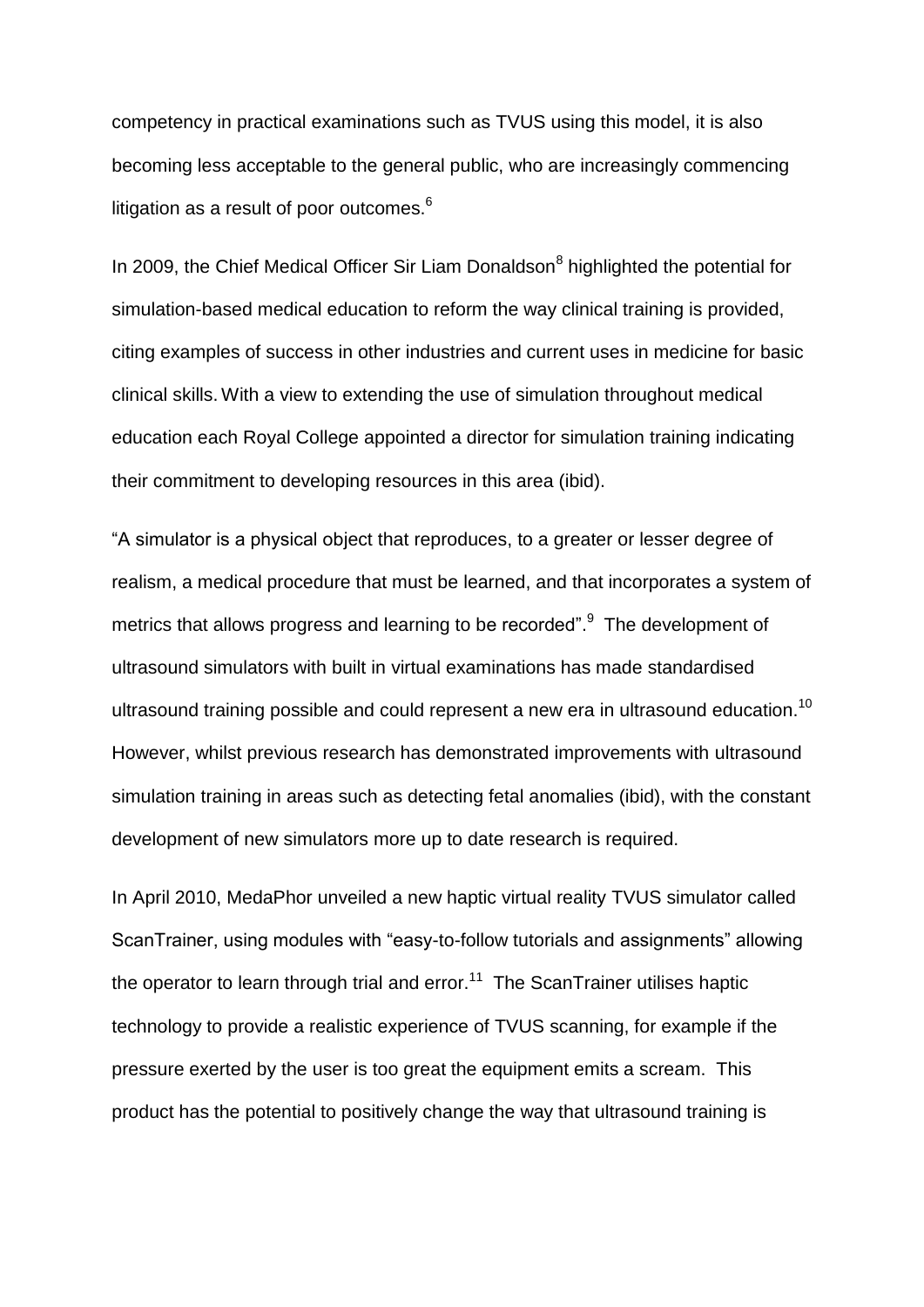competency in practical examinations such as TVUS using this model, it is also becoming less acceptable to the general public, who are increasingly commencing litigation as a result of poor outcomes.[6]

In 2009, the Chief Medical Officer Sir Liam Donaldson[8] highlighted the potential for simulation-based medical education to reform the way clinical training is provided, citing examples of success in other industries and current uses in medicine for basic clinical skills. With a view to extending the use of simulation throughout medical education each Royal College appointed a director for simulation training indicating their commitment to developing resources in this area (ibid).

"A simulator is a physical object that reproduces, to a greater or lesser degree of realism, a medical procedure that must be learned, and that incorporates a system of metrics that allows progress and learning to be recorded".[9] The development of ultrasound simulators with built in virtual examinations has made standardised ultrasound training possible and could represent a new era in ultrasound education.[10] However, whilst previous research has demonstrated improvements with ultrasound simulation training in areas such as detecting fetal anomalies (ibid), with the constant development of new simulators more up to date research is required.

In April 2010, MedaPhor unveiled a new haptic virtual reality TVUS simulator called ScanTrainer, using modules with "easy-to-follow tutorials and assignments" allowing the operator to learn through trial and error.[11] The ScanTrainer utilises haptic technology to provide a realistic experience of TVUS scanning, for example if the pressure exerted by the user is too great the equipment emits a scream. This product has the potential to positively change the way that ultrasound training is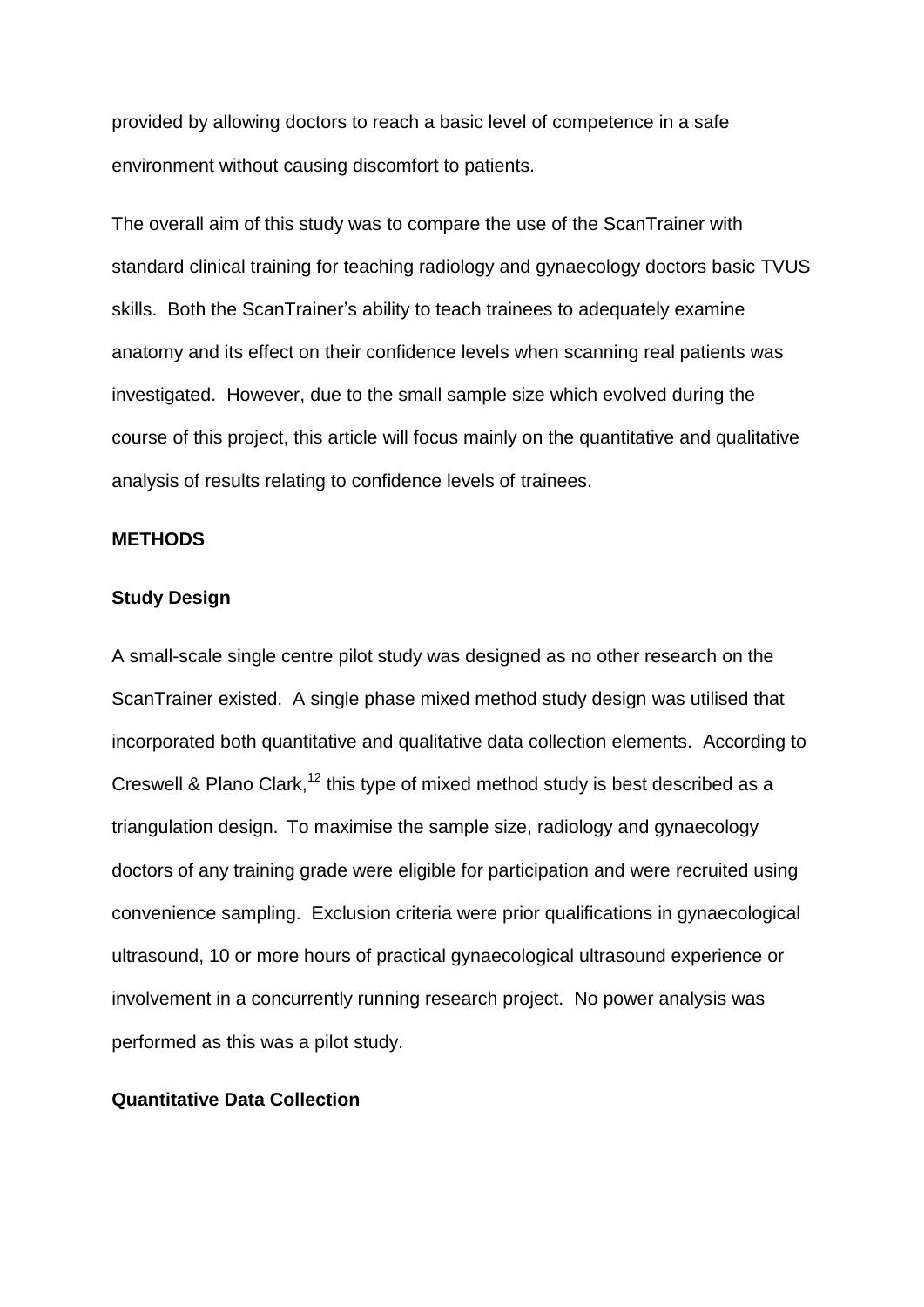provided by allowing doctors to reach a basic level of competence in a safe environment without causing discomfort to patients.

The overall aim of this study was to compare the use of the ScanTrainer with standard clinical training for teaching radiology and gynaecology doctors basic TVUS skills. Both the ScanTrainer's ability to teach trainees to adequately examine anatomy and its effect on their confidence levels when scanning real patients was investigated. However, due to the small sample size which evolved during the course of this project, this article will focus mainly on the quantitative and qualitative analysis of results relating to confidence levels of trainees.

## METHODS

### Study Design

A small-scale single centre pilot study was designed as no other research on the ScanTrainer existed. A single phase mixed method study design was utilised that incorporated both quantitative and qualitative data collection elements. According to Creswell & Plano Clark,[12] this type of mixed method study is best described as a triangulation design. To maximise the sample size, radiology and gynaecology doctors of any training grade were eligible for participation and were recruited using convenience sampling. Exclusion criteria were prior qualifications in gynaecological ultrasound, 10 or more hours of practical gynaecological ultrasound experience or involvement in a concurrently running research project. No power analysis was performed as this was a pilot study.

### Quantitative Data Collection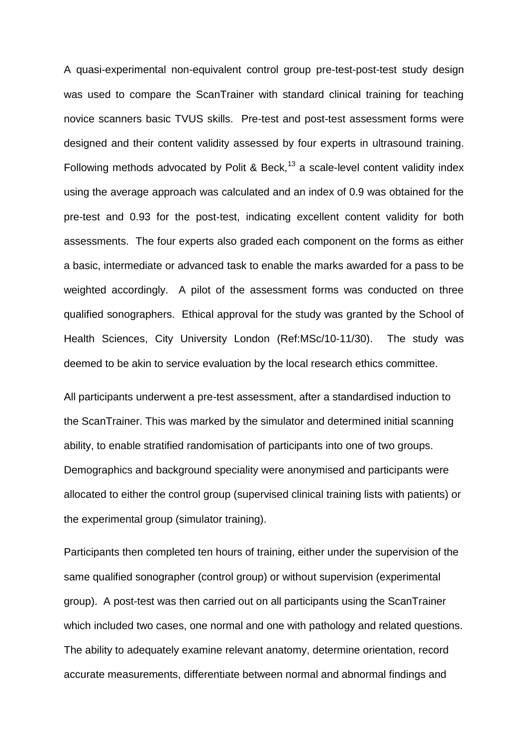A quasi-experimental non-equivalent control group pre-test-post-test study design was used to compare the ScanTrainer with standard clinical training for teaching novice scanners basic TVUS skills. Pre-test and post-test assessment forms were designed and their content validity assessed by four experts in ultrasound training. Following methods advocated by Polit & Beck,[13] a scale-level content validity index using the average approach was calculated and an index of 0.9 was obtained for the pre-test and 0.93 for the post-test, indicating excellent content validity for both assessments. The four experts also graded each component on the forms as either a basic, intermediate or advanced task to enable the marks awarded for a pass to be weighted accordingly. A pilot of the assessment forms was conducted on three qualified sonographers. Ethical approval for the study was granted by the School of Health Sciences, City University London (Ref:MSc/10-11/30). The study was deemed to be akin to service evaluation by the local research ethics committee.

All participants underwent a pre-test assessment, after a standardised induction to the ScanTrainer. This was marked by the simulator and determined initial scanning ability, to enable stratified randomisation of participants into one of two groups. Demographics and background speciality were anonymised and participants were allocated to either the control group (supervised clinical training lists with patients) or the experimental group (simulator training).

Participants then completed ten hours of training, either under the supervision of the same qualified sonographer (control group) or without supervision (experimental group). A post-test was then carried out on all participants using the ScanTrainer which included two cases, one normal and one with pathology and related questions. The ability to adequately examine relevant anatomy, determine orientation, record accurate measurements, differentiate between normal and abnormal findings and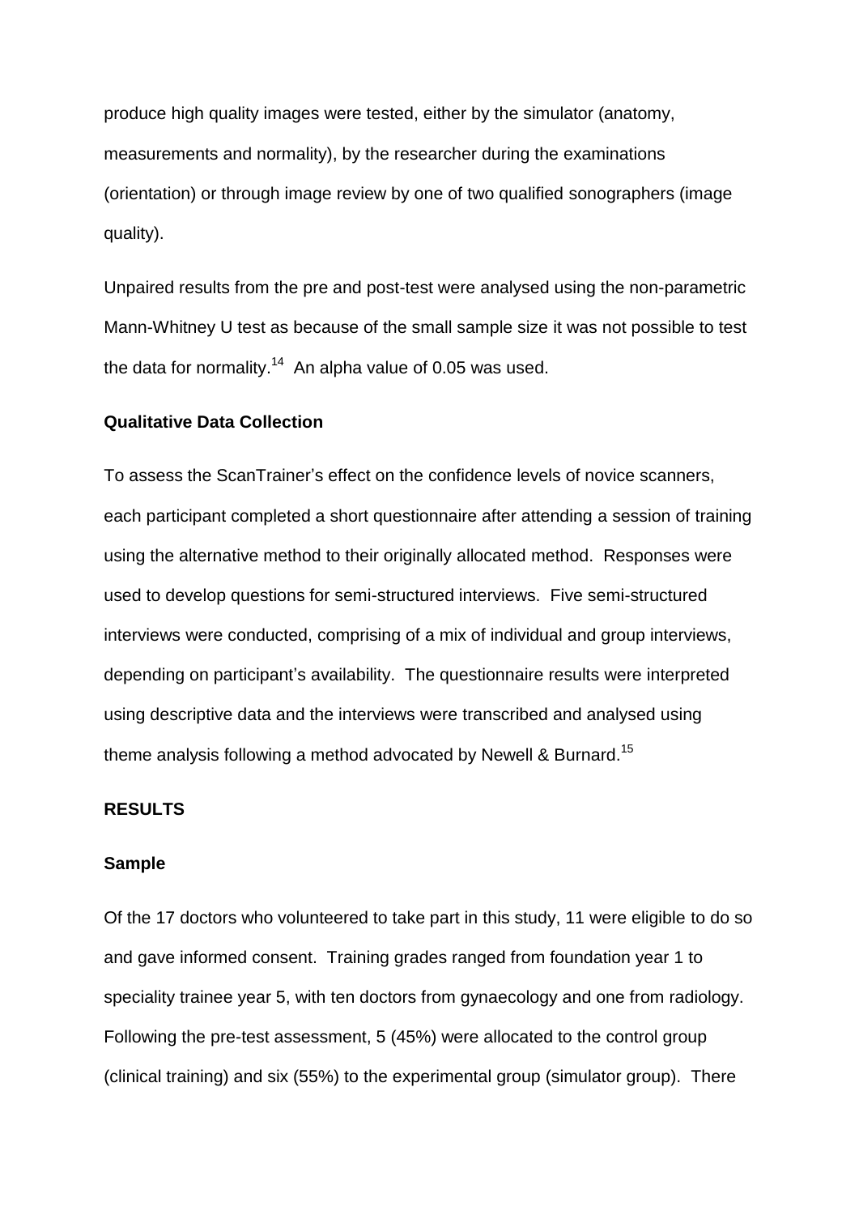produce high quality images were tested, either by the simulator (anatomy, measurements and normality), by the researcher during the examinations (orientation) or through image review by one of two qualified sonographers (image quality).

Unpaired results from the pre and post-test were analysed using the non-parametric Mann-Whitney U test as because of the small sample size it was not possible to test the data for normality.[14] An alpha value of 0.05 was used.

**Qualitative Data Collection**

To assess the ScanTrainer's effect on the confidence levels of novice scanners, each participant completed a short questionnaire after attending a session of training using the alternative method to their originally allocated method. Responses were used to develop questions for semi-structured interviews. Five semi-structured interviews were conducted, comprising of a mix of individual and group interviews, depending on participant's availability. The questionnaire results were interpreted using descriptive data and the interviews were transcribed and analysed using theme analysis following a method advocated by Newell & Burnard.[15]

## RESULTS

**Sample**

Of the 17 doctors who volunteered to take part in this study, 11 were eligible to do so and gave informed consent. Training grades ranged from foundation year 1 to speciality trainee year 5, with ten doctors from gynaecology and one from radiology. Following the pre-test assessment, 5 (45%) were allocated to the control group (clinical training) and six (55%) to the experimental group (simulator group). There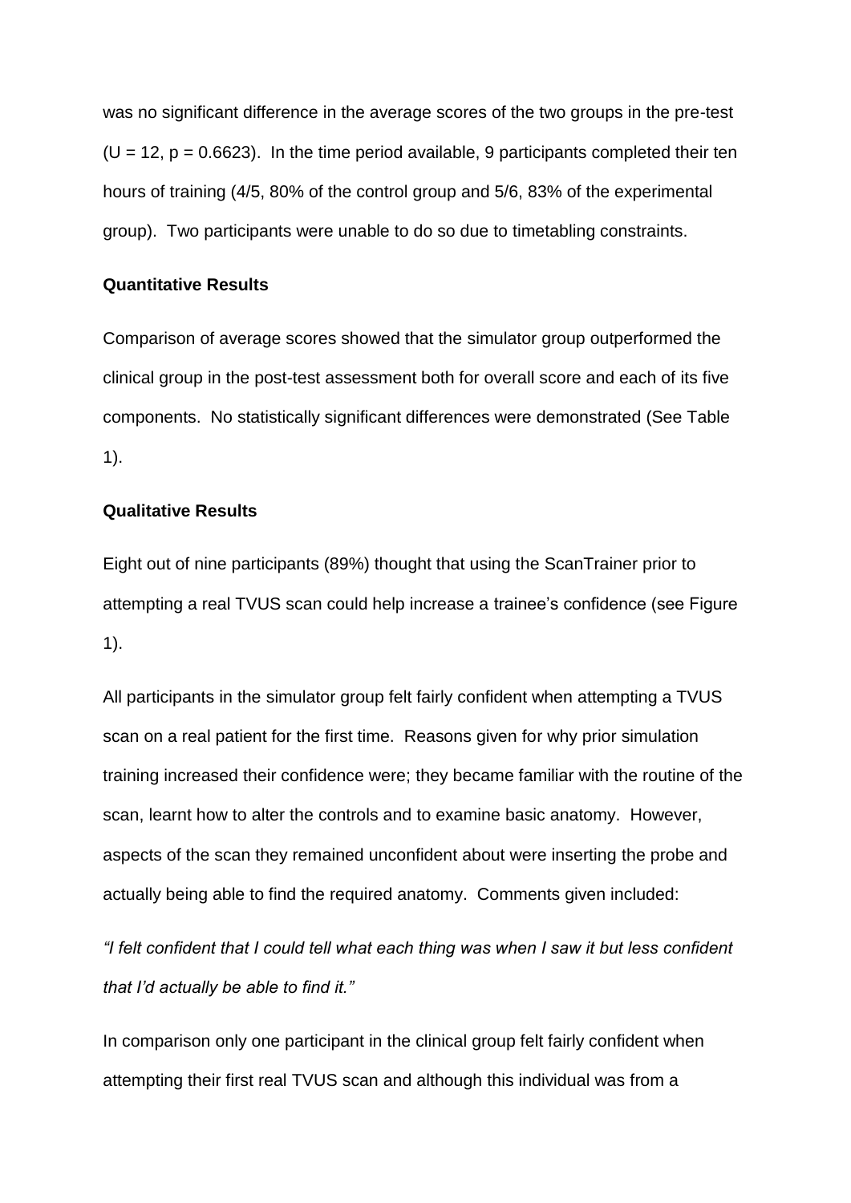was no significant difference in the average scores of the two groups in the pre-test ($U = 12$, $p = 0.6623$). In the time period available, 9 participants completed their ten hours of training (4/5, 80% of the control group and 5/6, 83% of the experimental group). Two participants were unable to do so due to timetabling constraints.

**Quantitative Results**

Comparison of average scores showed that the simulator group outperformed the clinical group in the post-test assessment both for overall score and each of its five components. No statistically significant differences were demonstrated (See Table 1).

**Qualitative Results**

Eight out of nine participants (89%) thought that using the ScanTrainer prior to attempting a real TVUS scan could help increase a trainee's confidence (see Figure 1).

All participants in the simulator group felt fairly confident when attempting a TVUS scan on a real patient for the first time. Reasons given for why prior simulation training increased their confidence were; they became familiar with the routine of the scan, learnt how to alter the controls and to examine basic anatomy. However, aspects of the scan they remained unconfident about were inserting the probe and actually being able to find the required anatomy. Comments given included:

*"I felt confident that I could tell what each thing was when I saw it but less confident that I'd actually be able to find it."*

In comparison only one participant in the clinical group felt fairly confident when attempting their first real TVUS scan and although this individual was from a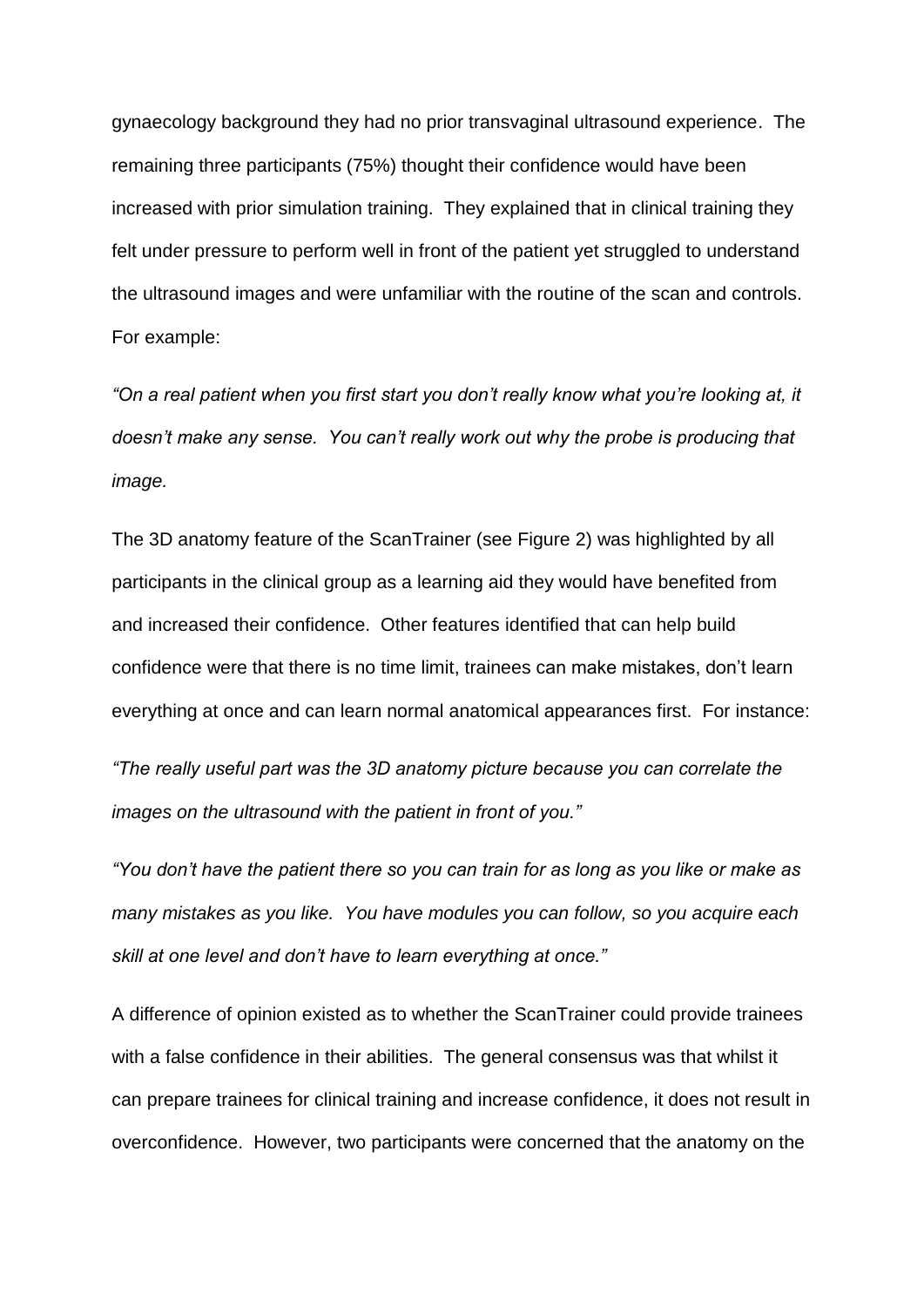gynaecology background they had no prior transvaginal ultrasound experience. The remaining three participants (75%) thought their confidence would have been increased with prior simulation training. They explained that in clinical training they felt under pressure to perform well in front of the patient yet struggled to understand the ultrasound images and were unfamiliar with the routine of the scan and controls. For example:

*"On a real patient when you first start you don't really know what you're looking at, it doesn't make any sense. You can't really work out why the probe is producing that image.*

The 3D anatomy feature of the ScanTrainer (see Figure 2) was highlighted by all participants in the clinical group as a learning aid they would have benefited from and increased their confidence. Other features identified that can help build confidence were that there is no time limit, trainees can make mistakes, don't learn everything at once and can learn normal anatomical appearances first. For instance:

*"The really useful part was the 3D anatomy picture because you can correlate the images on the ultrasound with the patient in front of you."*

*"You don't have the patient there so you can train for as long as you like or make as many mistakes as you like. You have modules you can follow, so you acquire each skill at one level and don't have to learn everything at once."*

A difference of opinion existed as to whether the ScanTrainer could provide trainees with a false confidence in their abilities. The general consensus was that whilst it can prepare trainees for clinical training and increase confidence, it does not result in overconfidence. However, two participants were concerned that the anatomy on the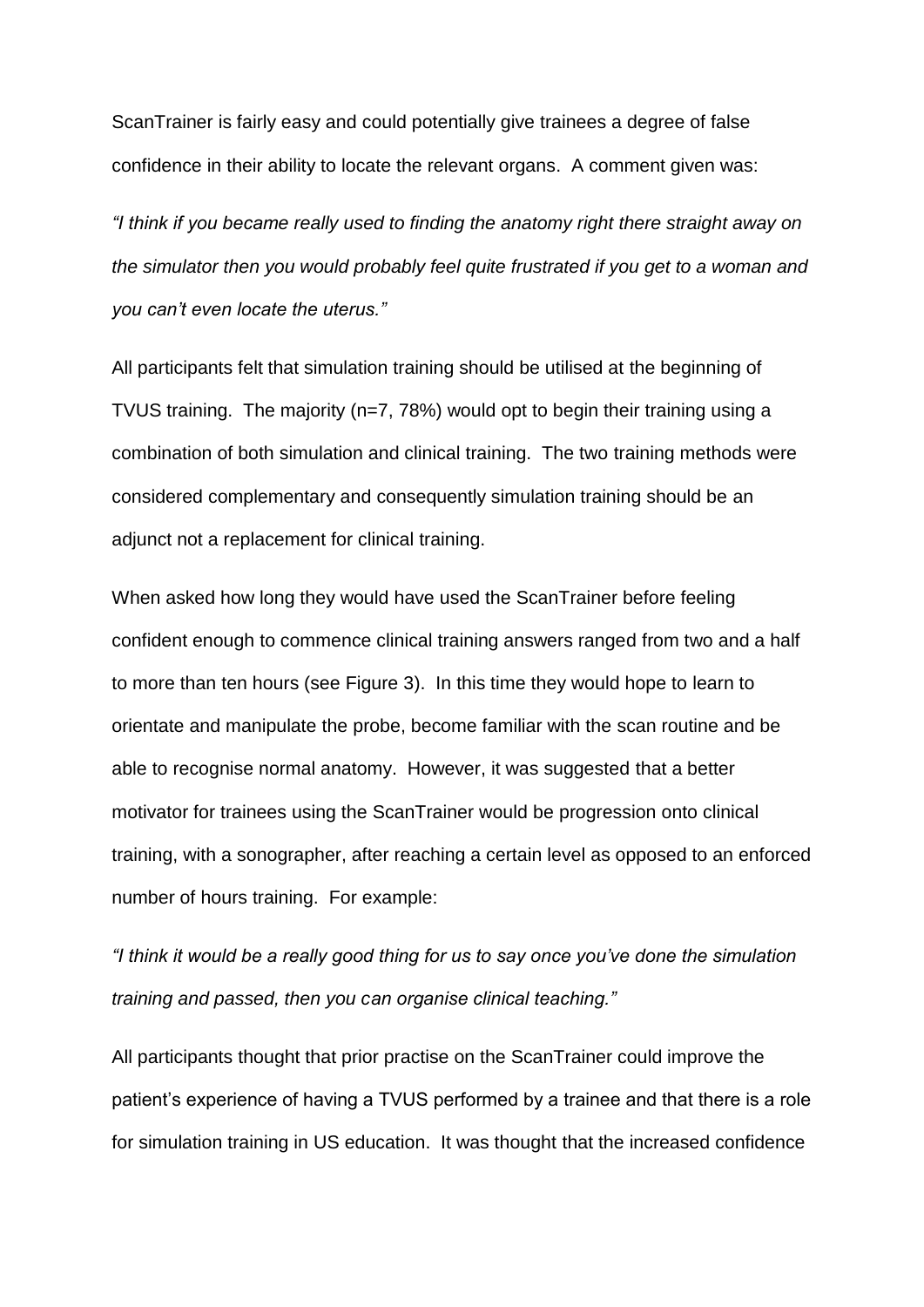ScanTrainer is fairly easy and could potentially give trainees a degree of false confidence in their ability to locate the relevant organs. A comment given was:

*"I think if you became really used to finding the anatomy right there straight away on the simulator then you would probably feel quite frustrated if you get to a woman and you can't even locate the uterus."*

All participants felt that simulation training should be utilised at the beginning of TVUS training. The majority (n=7, 78%) would opt to begin their training using a combination of both simulation and clinical training. The two training methods were considered complementary and consequently simulation training should be an adjunct not a replacement for clinical training.

When asked how long they would have used the ScanTrainer before feeling confident enough to commence clinical training answers ranged from two and a half to more than ten hours (see Figure 3). In this time they would hope to learn to orientate and manipulate the probe, become familiar with the scan routine and be able to recognise normal anatomy. However, it was suggested that a better motivator for trainees using the ScanTrainer would be progression onto clinical training, with a sonographer, after reaching a certain level as opposed to an enforced number of hours training. For example:

*"I think it would be a really good thing for us to say once you've done the simulation training and passed, then you can organise clinical teaching."*

All participants thought that prior practise on the ScanTrainer could improve the patient's experience of having a TVUS performed by a trainee and that there is a role for simulation training in US education. It was thought that the increased confidence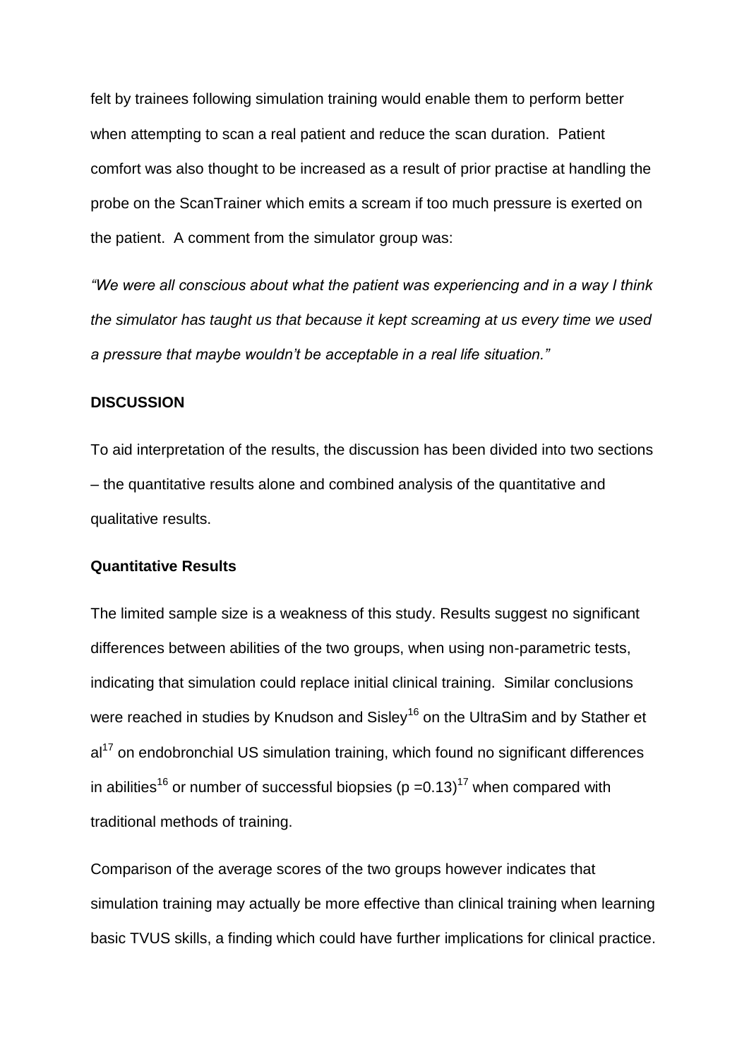felt by trainees following simulation training would enable them to perform better when attempting to scan a real patient and reduce the scan duration. Patient comfort was also thought to be increased as a result of prior practise at handling the probe on the ScanTrainer which emits a scream if too much pressure is exerted on the patient. A comment from the simulator group was:

*"We were all conscious about what the patient was experiencing and in a way I think the simulator has taught us that because it kept screaming at us every time we used a pressure that maybe wouldn't be acceptable in a real life situation."*

## DISCUSSION

To aid interpretation of the results, the discussion has been divided into two sections – the quantitative results alone and combined analysis of the quantitative and qualitative results.

### Quantitative Results

The limited sample size is a weakness of this study. Results suggest no significant differences between abilities of the two groups, when using non-parametric tests, indicating that simulation could replace initial clinical training. Similar conclusions were reached in studies by Knudson and Sisley[16] on the UltraSim and by Stather et al[17] on endobronchial US simulation training, which found no significant differences in abilities[16] or number of successful biopsies ($p = 0.13$)[17] when compared with traditional methods of training.

Comparison of the average scores of the two groups however indicates that simulation training may actually be more effective than clinical training when learning basic TVUS skills, a finding which could have further implications for clinical practice.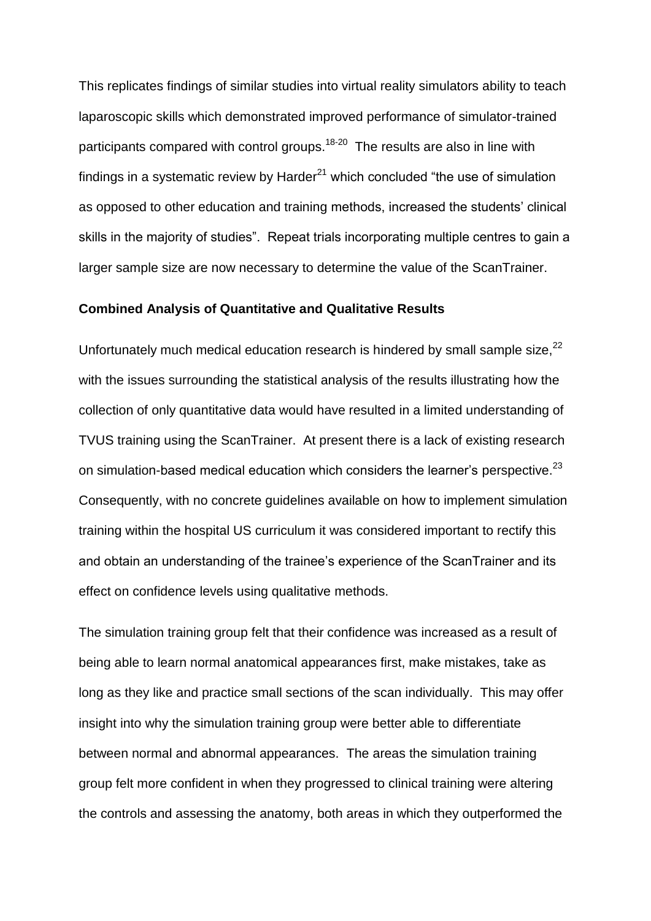This replicates findings of similar studies into virtual reality simulators ability to teach laparoscopic skills which demonstrated improved performance of simulator-trained participants compared with control groups.[18-20] The results are also in line with findings in a systematic review by Harder[21] which concluded "the use of simulation as opposed to other education and training methods, increased the students' clinical skills in the majority of studies". Repeat trials incorporating multiple centres to gain a larger sample size are now necessary to determine the value of the ScanTrainer.

**Combined Analysis of Quantitative and Qualitative Results**

Unfortunately much medical education research is hindered by small sample size,[22] with the issues surrounding the statistical analysis of the results illustrating how the collection of only quantitative data would have resulted in a limited understanding of TVUS training using the ScanTrainer. At present there is a lack of existing research on simulation-based medical education which considers the learner's perspective.[23] Consequently, with no concrete guidelines available on how to implement simulation training within the hospital US curriculum it was considered important to rectify this and obtain an understanding of the trainee's experience of the ScanTrainer and its effect on confidence levels using qualitative methods.

The simulation training group felt that their confidence was increased as a result of being able to learn normal anatomical appearances first, make mistakes, take as long as they like and practice small sections of the scan individually. This may offer insight into why the simulation training group were better able to differentiate between normal and abnormal appearances. The areas the simulation training group felt more confident in when they progressed to clinical training were altering the controls and assessing the anatomy, both areas in which they outperformed the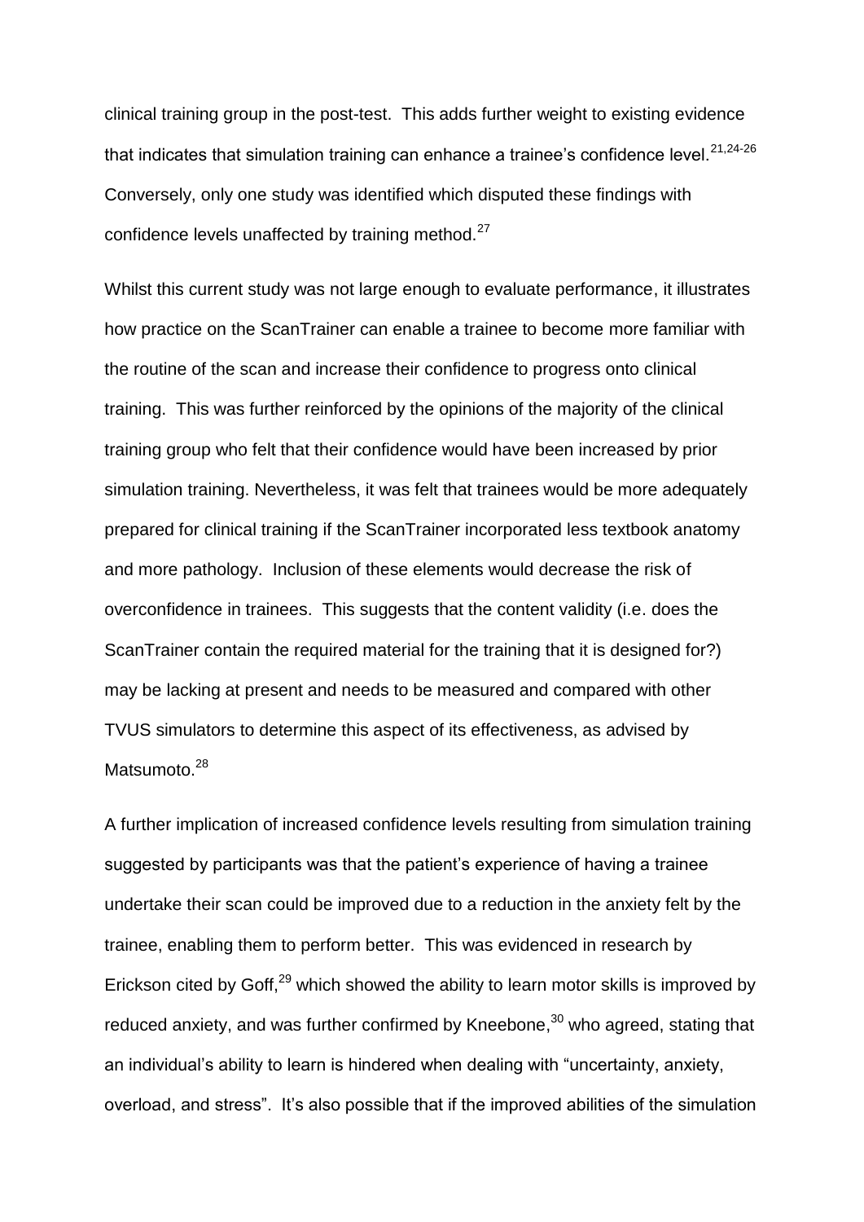clinical training group in the post-test. This adds further weight to existing evidence that indicates that simulation training can enhance a trainee's confidence level.[21,24-26] Conversely, only one study was identified which disputed these findings with confidence levels unaffected by training method.[27]

Whilst this current study was not large enough to evaluate performance, it illustrates how practice on the ScanTrainer can enable a trainee to become more familiar with the routine of the scan and increase their confidence to progress onto clinical training. This was further reinforced by the opinions of the majority of the clinical training group who felt that their confidence would have been increased by prior simulation training. Nevertheless, it was felt that trainees would be more adequately prepared for clinical training if the ScanTrainer incorporated less textbook anatomy and more pathology. Inclusion of these elements would decrease the risk of overconfidence in trainees. This suggests that the content validity (i.e. does the ScanTrainer contain the required material for the training that it is designed for?) may be lacking at present and needs to be measured and compared with other TVUS simulators to determine this aspect of its effectiveness, as advised by Matsumoto.[28]

A further implication of increased confidence levels resulting from simulation training suggested by participants was that the patient's experience of having a trainee undertake their scan could be improved due to a reduction in the anxiety felt by the trainee, enabling them to perform better. This was evidenced in research by Erickson cited by Goff,[29] which showed the ability to learn motor skills is improved by reduced anxiety, and was further confirmed by Kneebone,[30] who agreed, stating that an individual's ability to learn is hindered when dealing with "uncertainty, anxiety, overload, and stress". It's also possible that if the improved abilities of the simulation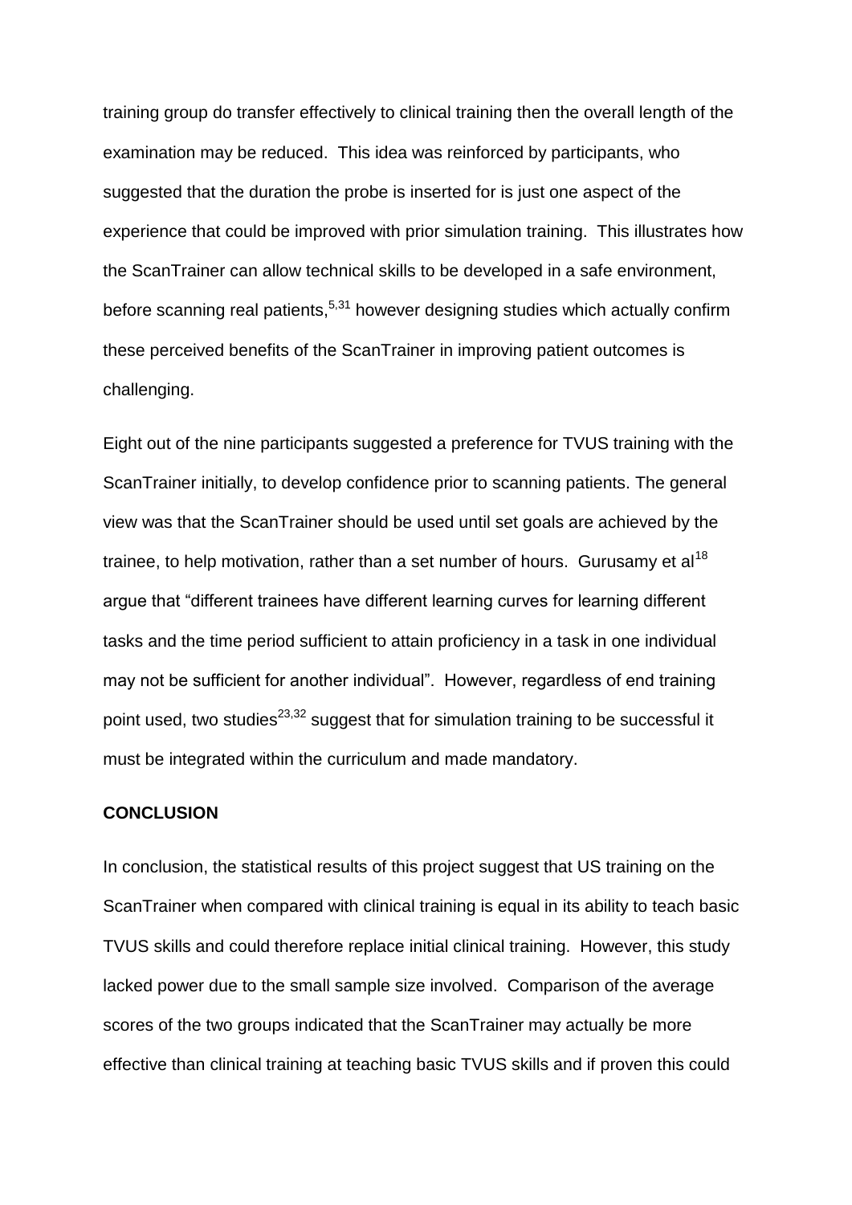training group do transfer effectively to clinical training then the overall length of the examination may be reduced. This idea was reinforced by participants, who suggested that the duration the probe is inserted for is just one aspect of the experience that could be improved with prior simulation training. This illustrates how the ScanTrainer can allow technical skills to be developed in a safe environment, before scanning real patients,[5,31] however designing studies which actually confirm these perceived benefits of the ScanTrainer in improving patient outcomes is challenging.

Eight out of the nine participants suggested a preference for TVUS training with the ScanTrainer initially, to develop confidence prior to scanning patients. The general view was that the ScanTrainer should be used until set goals are achieved by the trainee, to help motivation, rather than a set number of hours. Gurusamy et al[18] argue that "different trainees have different learning curves for learning different tasks and the time period sufficient to attain proficiency in a task in one individual may not be sufficient for another individual". However, regardless of end training point used, two studies[23,32] suggest that for simulation training to be successful it must be integrated within the curriculum and made mandatory.

## CONCLUSION

In conclusion, the statistical results of this project suggest that US training on the ScanTrainer when compared with clinical training is equal in its ability to teach basic TVUS skills and could therefore replace initial clinical training. However, this study lacked power due to the small sample size involved. Comparison of the average scores of the two groups indicated that the ScanTrainer may actually be more effective than clinical training at teaching basic TVUS skills and if proven this could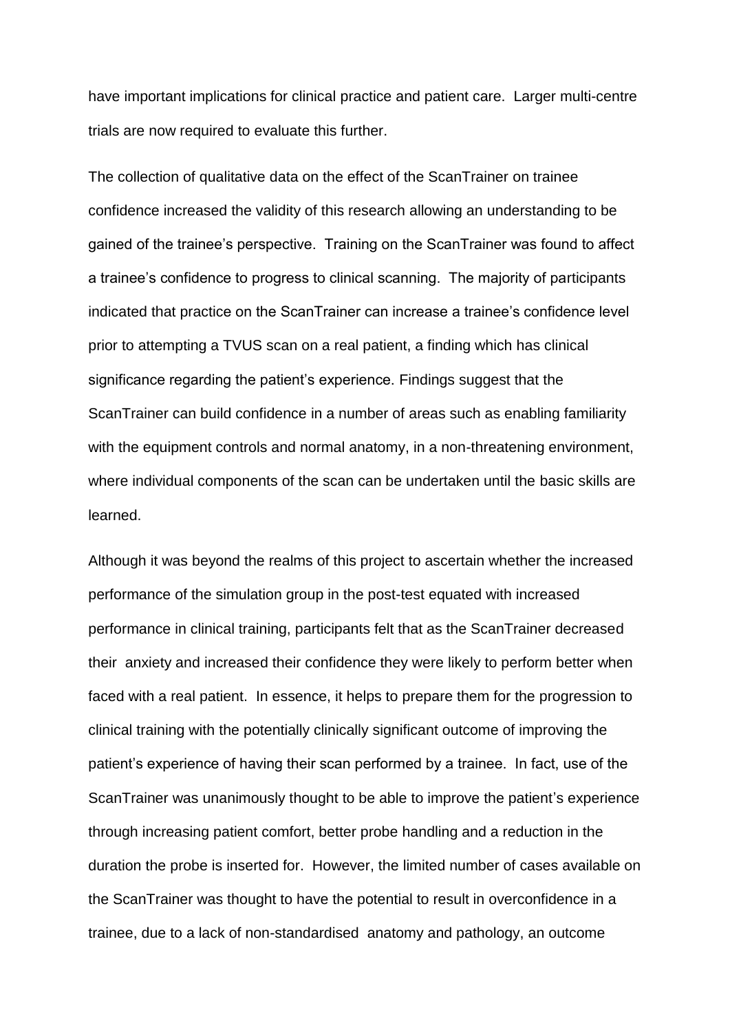have important implications for clinical practice and patient care. Larger multi-centre trials are now required to evaluate this further.

The collection of qualitative data on the effect of the ScanTrainer on trainee confidence increased the validity of this research allowing an understanding to be gained of the trainee's perspective. Training on the ScanTrainer was found to affect a trainee's confidence to progress to clinical scanning. The majority of participants indicated that practice on the ScanTrainer can increase a trainee's confidence level prior to attempting a TVUS scan on a real patient, a finding which has clinical significance regarding the patient's experience. Findings suggest that the ScanTrainer can build confidence in a number of areas such as enabling familiarity with the equipment controls and normal anatomy, in a non-threatening environment, where individual components of the scan can be undertaken until the basic skills are learned.

Although it was beyond the realms of this project to ascertain whether the increased performance of the simulation group in the post-test equated with increased performance in clinical training, participants felt that as the ScanTrainer decreased their anxiety and increased their confidence they were likely to perform better when faced with a real patient. In essence, it helps to prepare them for the progression to clinical training with the potentially clinically significant outcome of improving the patient's experience of having their scan performed by a trainee. In fact, use of the ScanTrainer was unanimously thought to be able to improve the patient's experience through increasing patient comfort, better probe handling and a reduction in the duration the probe is inserted for. However, the limited number of cases available on the ScanTrainer was thought to have the potential to result in overconfidence in a trainee, due to a lack of non-standardised anatomy and pathology, an outcome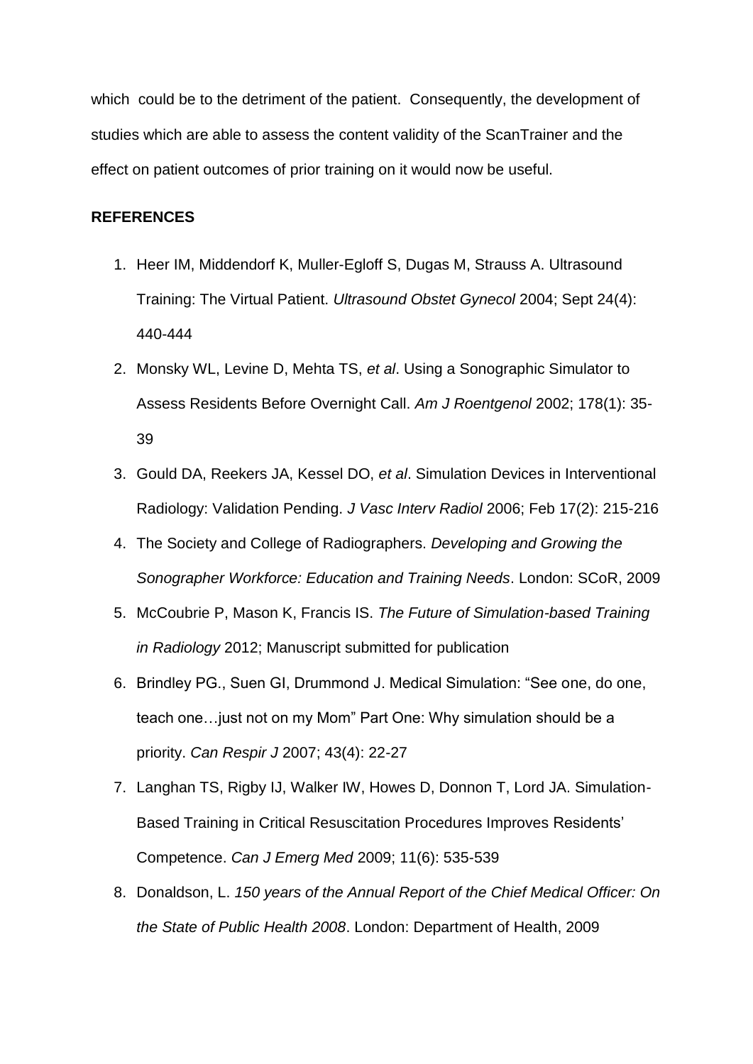which could be to the detriment of the patient. Consequently, the development of studies which are able to assess the content validity of the ScanTrainer and the effect on patient outcomes of prior training on it would now be useful.

**REFERENCES**

1. Heer IM, Middendorf K, Muller-Egloff S, Dugas M, Strauss A. Ultrasound Training: The Virtual Patient. *Ultrasound Obstet Gynecol* 2004; Sept 24(4): 440-444
2. Monsky WL, Levine D, Mehta TS, *et al*. Using a Sonographic Simulator to Assess Residents Before Overnight Call. *Am J Roentgenol* 2002; 178(1): 35-39
3. Gould DA, Reekers JA, Kessel DO, *et al*. Simulation Devices in Interventional Radiology: Validation Pending. *J Vasc Interv Radiol* 2006; Feb 17(2): 215-216
4. The Society and College of Radiographers. *Developing and Growing the Sonographer Workforce: Education and Training Needs*. London: SCoR, 2009
5. McCoubrie P, Mason K, Francis IS. *The Future of Simulation-based Training in Radiology* 2012; Manuscript submitted for publication
6. Brindley PG., Suen GI, Drummond J. Medical Simulation: "See one, do one, teach one…just not on my Mom" Part One: Why simulation should be a priority. *Can Respir J* 2007; 43(4): 22-27
7. Langhan TS, Rigby IJ, Walker IW, Howes D, Donnon T, Lord JA. Simulation-Based Training in Critical Resuscitation Procedures Improves Residents' Competence. *Can J Emerg Med* 2009; 11(6): 535-539
8. Donaldson, L. *150 years of the Annual Report of the Chief Medical Officer: On the State of Public Health 2008*. London: Department of Health, 2009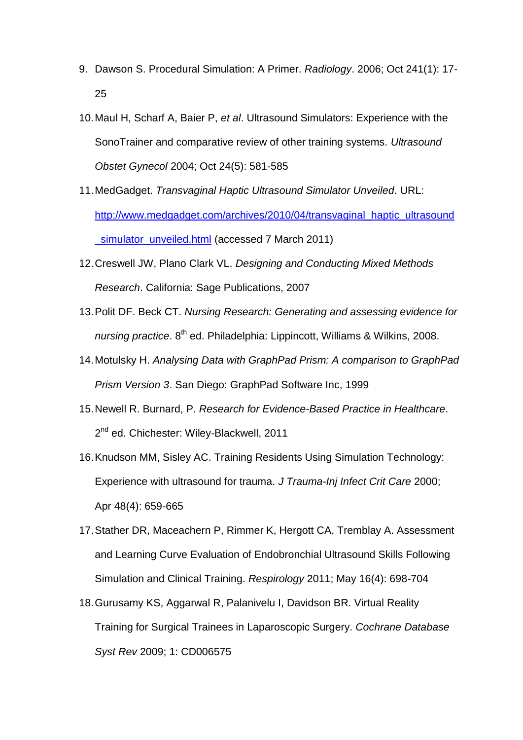9. Dawson S. Procedural Simulation: A Primer. *Radiology*. 2006; Oct 241(1): 17-25
10. Maul H, Scharf A, Baier P, *et al*. Ultrasound Simulators: Experience with the SonoTrainer and comparative review of other training systems. *Ultrasound Obstet Gynecol* 2004; Oct 24(5): 581-585
11. MedGadget. *Transvaginal Haptic Ultrasound Simulator Unveiled*. URL: [http://www.medgadget.com/archives/2010/04/transvaginal_haptic_ultrasound_simulator_unveiled.html](http://www.medgadget.com/archives/2010/04/transvaginal_haptic_ultrasound_simulator_unveiled.html) (accessed 7 March 2011)
12. Creswell JW, Plano Clark VL. *Designing and Conducting Mixed Methods Research*. California: Sage Publications, 2007
13. Polit DF. Beck CT. *Nursing Research: Generating and assessing evidence for nursing practice*. 8th ed. Philadelphia: Lippincott, Williams & Wilkins, 2008.
14. Motulsky H. *Analysing Data with GraphPad Prism: A comparison to GraphPad Prism Version 3*. San Diego: GraphPad Software Inc, 1999
15. Newell R. Burnard, P. *Research for Evidence-Based Practice in Healthcare*. 2nd ed. Chichester: Wiley-Blackwell, 2011
16. Knudson MM, Sisley AC. Training Residents Using Simulation Technology: Experience with ultrasound for trauma. *J Trauma-Inj Infect Crit Care* 2000; Apr 48(4): 659-665
17. Stather DR, Maceachern P, Rimmer K, Hergott CA, Tremblay A. Assessment and Learning Curve Evaluation of Endobronchial Ultrasound Skills Following Simulation and Clinical Training. *Respirology* 2011; May 16(4): 698-704
18. Gurusamy KS, Aggarwal R, Palanivelu I, Davidson BR. Virtual Reality Training for Surgical Trainees in Laparoscopic Surgery. *Cochrane Database Syst Rev* 2009; 1: CD006575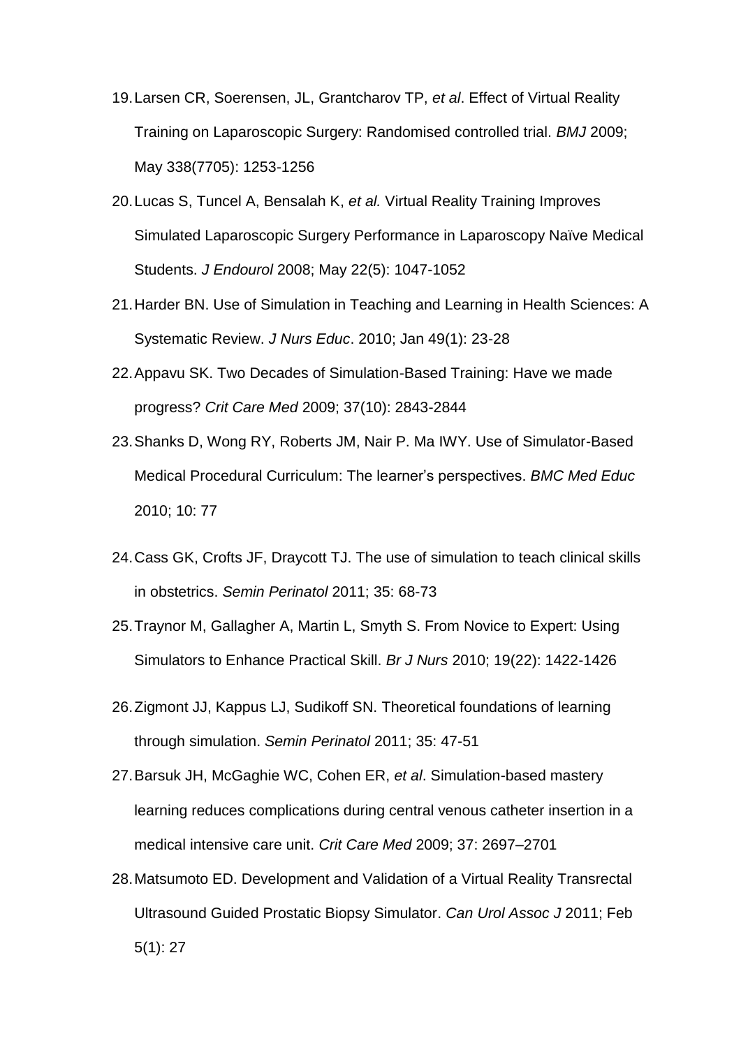19. Larsen CR, Soerensen, JL, Grantcharov TP, *et al*. Effect of Virtual Reality Training on Laparoscopic Surgery: Randomised controlled trial. *BMJ* 2009; May 338(7705): 1253-1256
20. Lucas S, Tuncel A, Bensalah K, *et al.* Virtual Reality Training Improves Simulated Laparoscopic Surgery Performance in Laparoscopy Naïve Medical Students. *J Endourol* 2008; May 22(5): 1047-1052
21. Harder BN. Use of Simulation in Teaching and Learning in Health Sciences: A Systematic Review. *J Nurs Educ*. 2010; Jan 49(1): 23-28
22. Appavu SK. Two Decades of Simulation-Based Training: Have we made progress? *Crit Care Med* 2009; 37(10): 2843-2844
23. Shanks D, Wong RY, Roberts JM, Nair P. Ma IWY. Use of Simulator-Based Medical Procedural Curriculum: The learner's perspectives. *BMC Med Educ* 2010; 10: 77
24. Cass GK, Crofts JF, Draycott TJ. The use of simulation to teach clinical skills in obstetrics. *Semin Perinatol* 2011; 35: 68-73
25. Traynor M, Gallagher A, Martin L, Smyth S. From Novice to Expert: Using Simulators to Enhance Practical Skill. *Br J Nurs* 2010; 19(22): 1422-1426
26. Zigmont JJ, Kappus LJ, Sudikoff SN. Theoretical foundations of learning through simulation. *Semin Perinatol* 2011; 35: 47-51
27. Barsuk JH, McGaghie WC, Cohen ER, *et al*. Simulation-based mastery learning reduces complications during central venous catheter insertion in a medical intensive care unit. *Crit Care Med* 2009; 37: 2697–2701
28. Matsumoto ED. Development and Validation of a Virtual Reality Transrectal Ultrasound Guided Prostatic Biopsy Simulator. *Can Urol Assoc J* 2011; Feb 5(1): 27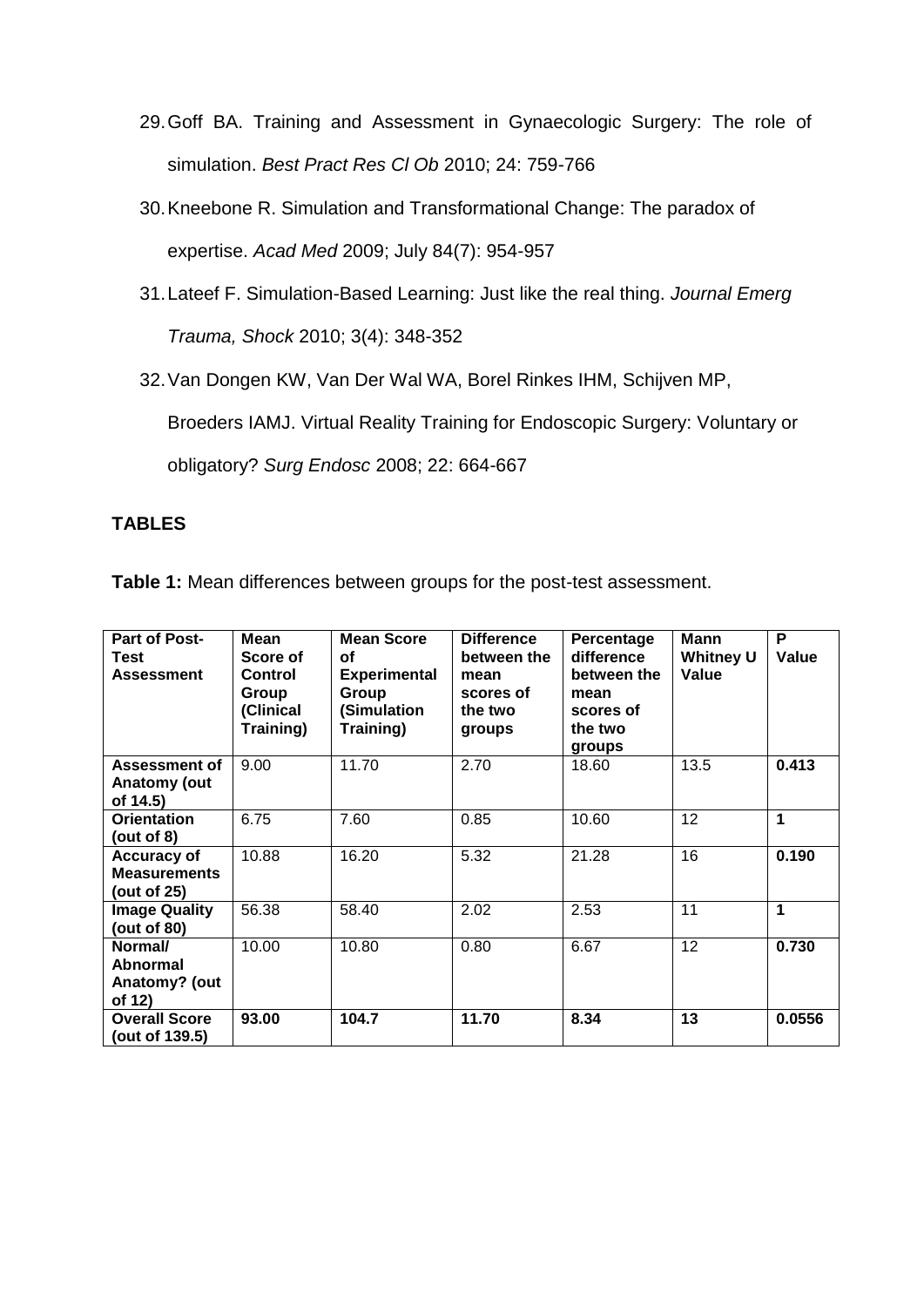29. Goff BA. Training and Assessment in Gynaecologic Surgery: The role of simulation. *Best Pract Res Cl Ob* 2010; 24: 759-766

30. Kneebone R. Simulation and Transformational Change: The paradox of expertise. *Acad Med* 2009; July 84(7): 954-957

31. Lateef F. Simulation-Based Learning: Just like the real thing. *Journal Emerg Trauma, Shock* 2010; 3(4): 348-352

32. Van Dongen KW, Van Der Wal WA, Borel Rinkes IHM, Schijven MP, Broeders IAMJ. Virtual Reality Training for Endoscopic Surgery: Voluntary or obligatory? *Surg Endosc* 2008; 22: 664-667

## TABLES

**Table 1:** Mean differences between groups for the post-test assessment.

| Part of Post-Test Assessment | Mean Score of Control Group (Clinical Training) | Mean Score of Experimental Group (Simulation Training) | Difference between the mean scores of the two groups | Percentage difference between the mean scores of the two groups | Mann Whitney U Value | P Value |
|---|---|---|---|---|---|---|
| **Assessment of Anatomy (out of 14.5)** | 9.00 | 11.70 | 2.70 | 18.60 | 13.5 | **0.413** |
| **Orientation (out of 8)** | 6.75 | 7.60 | 0.85 | 10.60 | 12 | **1** |
| **Accuracy of Measurements (out of 25)** | 10.88 | 16.20 | 5.32 | 21.28 | 16 | **0.190** |
| **Image Quality (out of 80)** | 56.38 | 58.40 | 2.02 | 2.53 | 11 | **1** |
| **Normal/ Abnormal Anatomy? (out of 12)** | 10.00 | 10.80 | 0.80 | 6.67 | 12 | **0.730** |
| **Overall Score (out of 139.5)** | **93.00** | **104.7** | **11.70** | **8.34** | **13** | **0.0556** |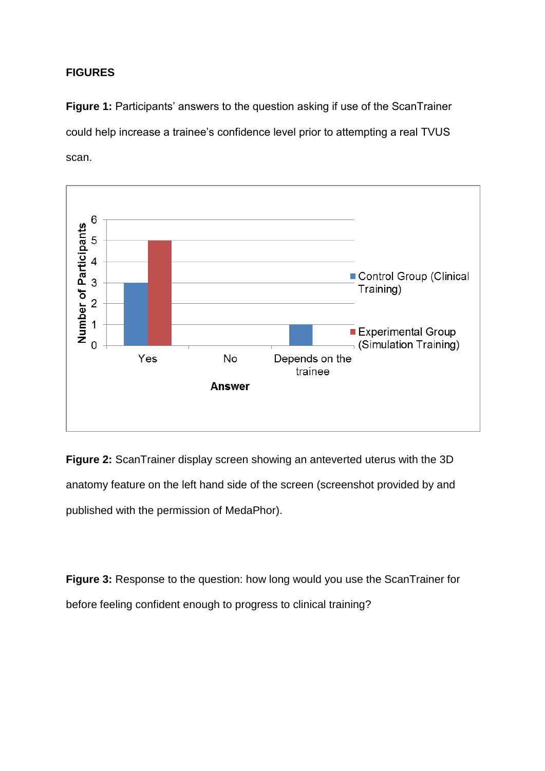**FIGURES**

**Figure 1:** Participants' answers to the question asking if use of the ScanTrainer could help increase a trainee's confidence level prior to attempting a real TVUS scan.

| Answer | Control Group (Clinical Training) | Experimental Group (Simulation Training) |
| --- | --- | --- |
| Yes | 3 | 5 |
| No | 0 | 0 |
| Depends on the trainee | 1 | 0 |

**Figure 2:** ScanTrainer display screen showing an anteverted uterus with the 3D anatomy feature on the left hand side of the screen (screenshot provided by and published with the permission of MedaPhor).

**Figure 3:** Response to the question: how long would you use the ScanTrainer for before feeling confident enough to progress to clinical training?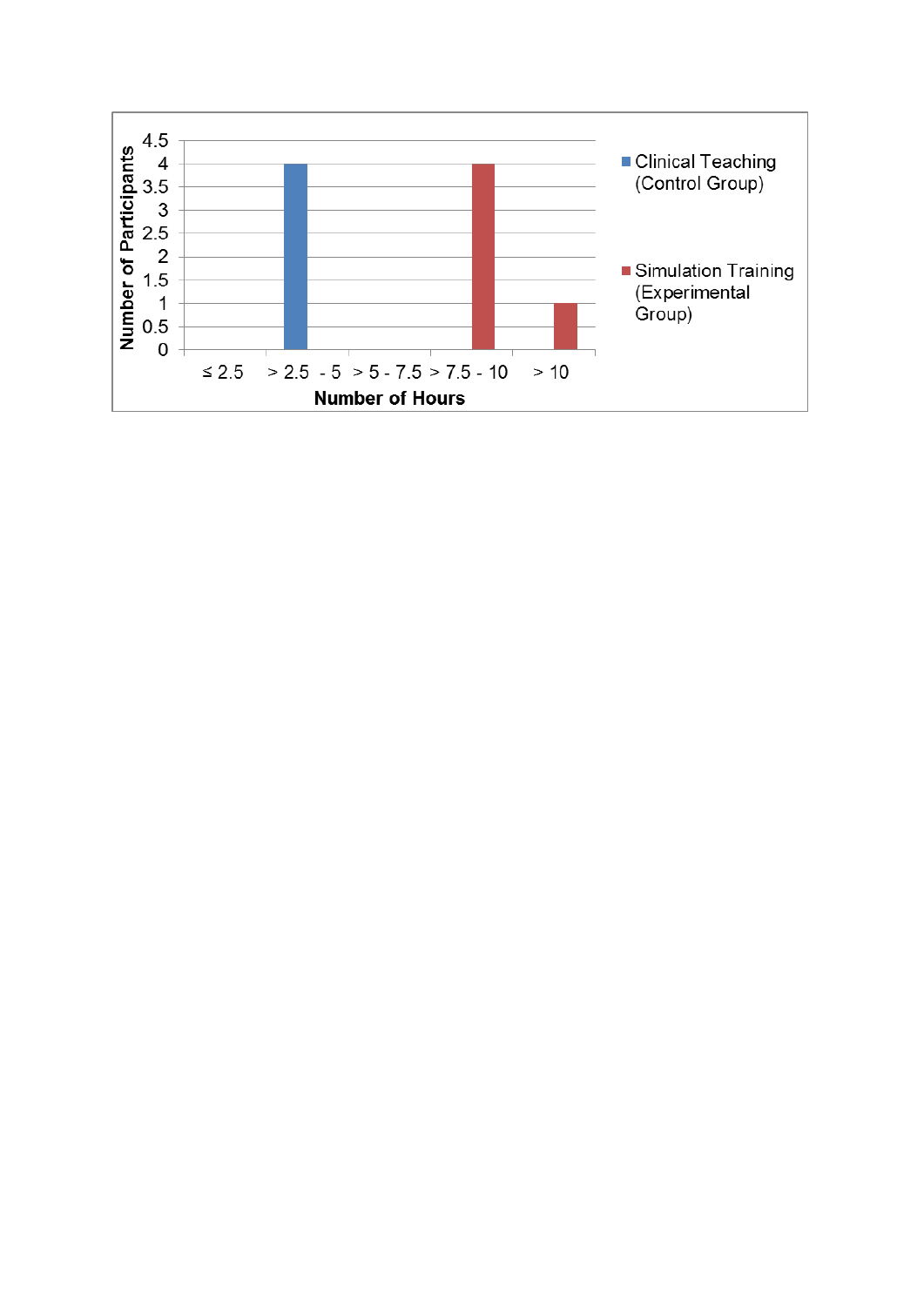Number of Participants

4.5
4
3.5
3
2.5
2
1.5
1
0.5
0

≤ 2.5
> 2.5 - 5
> 5 - 7.5
> 7.5 - 10
> 10

Number of Hours

Clinical Teaching (Control Group)

Simulation Training (Experimental Group)